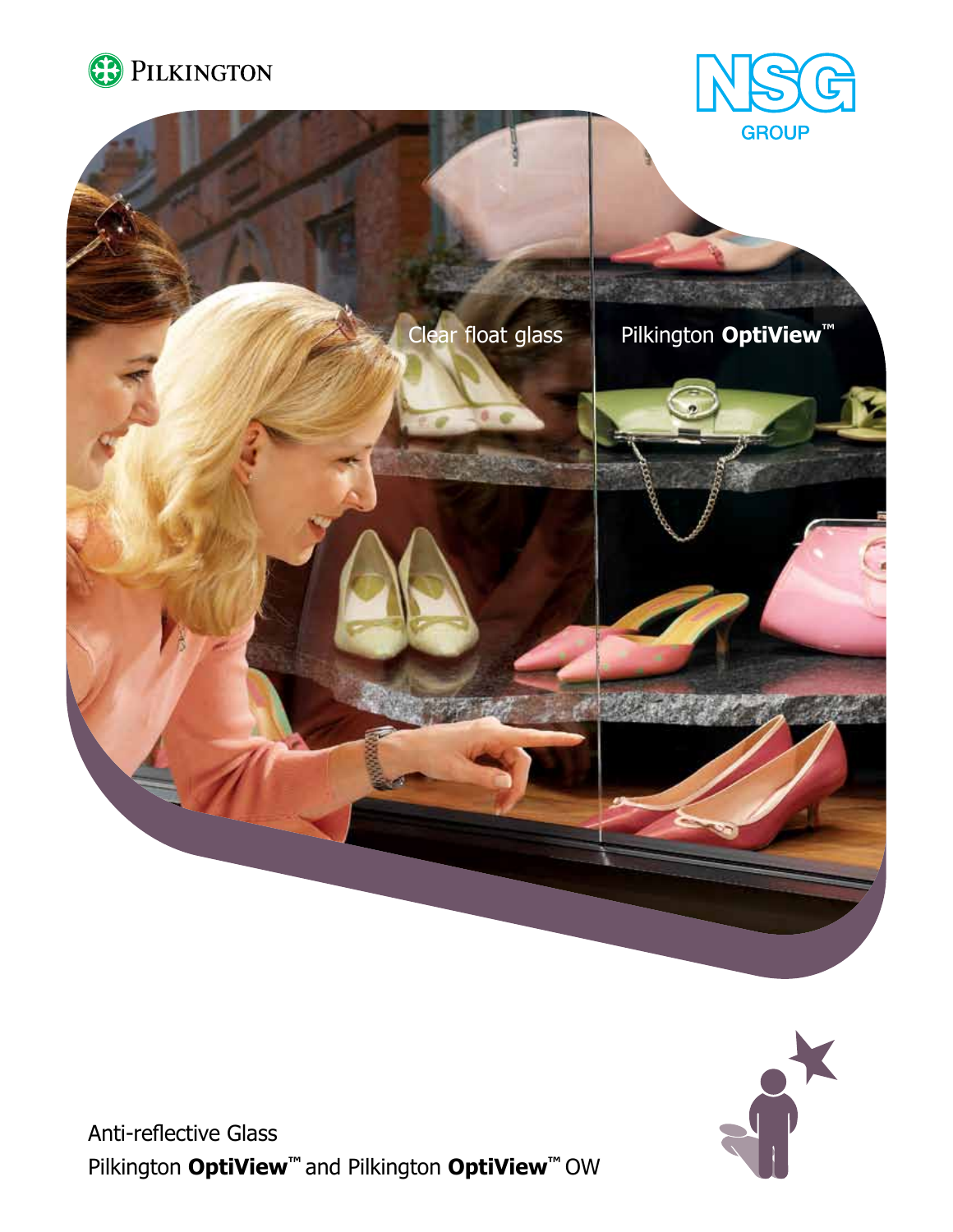PILKINGTON

NSG GROUP

Clear float glass

Pilkington **OptiView**™

Anti-reflective Glass

Pilkington **OptiView**™ and Pilkington **OptiView**™ OW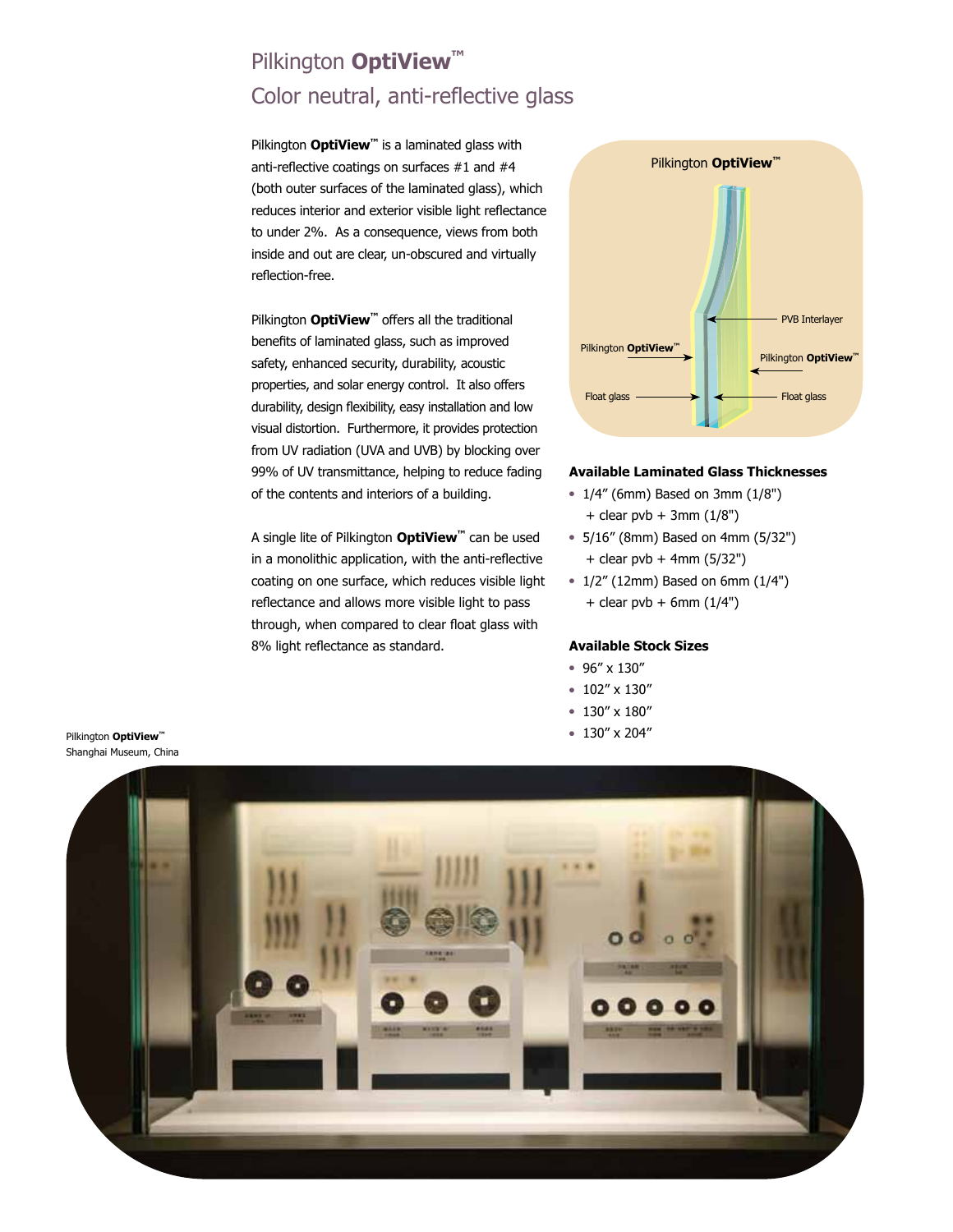# Pilkington **OptiView™**

## Color neutral, anti-reflective glass

Pilkington **OptiView™** is a laminated glass with anti-reflective coatings on surfaces #1 and #4 (both outer surfaces of the laminated glass), which reduces interior and exterior visible light reflectance to under 2%. As a consequence, views from both inside and out are clear, un-obscured and virtually reflection-free.

Pilkington **OptiView™** offers all the traditional benefits of laminated glass, such as improved safety, enhanced security, durability, acoustic properties, and solar energy control. It also offers durability, design flexibility, easy installation and low visual distortion. Furthermore, it provides protection from UV radiation (UVA and UVB) by blocking over 99% of UV transmittance, helping to reduce fading of the contents and interiors of a building.

A single lite of Pilkington **OptiView™** can be used in a monolithic application, with the anti-reflective coating on one surface, which reduces visible light reflectance and allows more visible light to pass through, when compared to clear float glass with 8% light reflectance as standard.

Pilkington **OptiView™**

PVB Interlayer

Pilkington **OptiView™**

Pilkington **OptiView™**

Float glass

Float glass

### Available Laminated Glass Thicknesses

- 1/4″ (6mm) Based on 3mm (1/8") + clear pvb + 3mm (1/8")
- 5/16″ (8mm) Based on 4mm (5/32") + clear pvb + 4mm (5/32")
- 1/2″ (12mm) Based on 6mm (1/4") + clear pvb + 6mm (1/4")

### Available Stock Sizes

- 96″ x 130″
- 102″ x 130″
- 130″ x 180″
- 130″ x 204″

Pilkington **OptiView™**
Shanghai Museum, China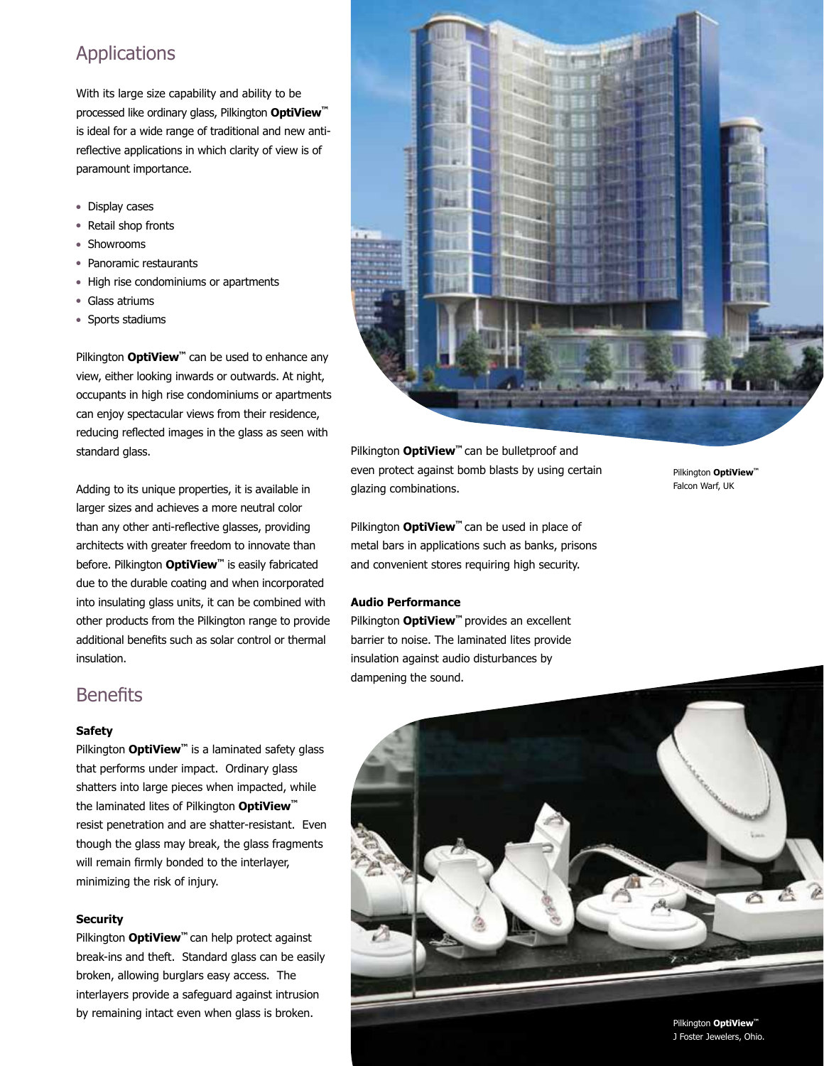## Applications

With its large size capability and ability to be processed like ordinary glass, Pilkington **OptiView**™ is ideal for a wide range of traditional and new anti-reflective applications in which clarity of view is of paramount importance.

- Display cases
- Retail shop fronts
- Showrooms
- Panoramic restaurants
- High rise condominiums or apartments
- Glass atriums
- Sports stadiums

Pilkington **OptiView**™ can be used to enhance any view, either looking inwards or outwards. At night, occupants in high rise condominiums or apartments can enjoy spectacular views from their residence, reducing reflected images in the glass as seen with standard glass.

Adding to its unique properties, it is available in larger sizes and achieves a more neutral color than any other anti-reflective glasses, providing architects with greater freedom to innovate than before. Pilkington **OptiView**™ is easily fabricated due to the durable coating and when incorporated into insulating glass units, it can be combined with other products from the Pilkington range to provide additional benefits such as solar control or thermal insulation.

## Benefits

**Safety**

Pilkington **OptiView**™ is a laminated safety glass that performs under impact. Ordinary glass shatters into large pieces when impacted, while the laminated lites of Pilkington **OptiView**™ resist penetration and are shatter-resistant. Even though the glass may break, the glass fragments will remain firmly bonded to the interlayer, minimizing the risk of injury.

**Security**

Pilkington **OptiView**™ can help protect against break-ins and theft. Standard glass can be easily broken, allowing burglars easy access. The interlayers provide a safeguard against intrusion by remaining intact even when glass is broken.

Pilkington **OptiView**™ can be bulletproof and even protect against bomb blasts by using certain glazing combinations.

Pilkington **OptiView**™ can be used in place of metal bars in applications such as banks, prisons and convenient stores requiring high security.

**Audio Performance**

Pilkington **OptiView**™ provides an excellent barrier to noise. The laminated lites provide insulation against audio disturbances by dampening the sound.

Pilkington **OptiView**™
Falcon Warf, UK

Pilkington **OptiView**™
J Foster Jewelers, Ohio.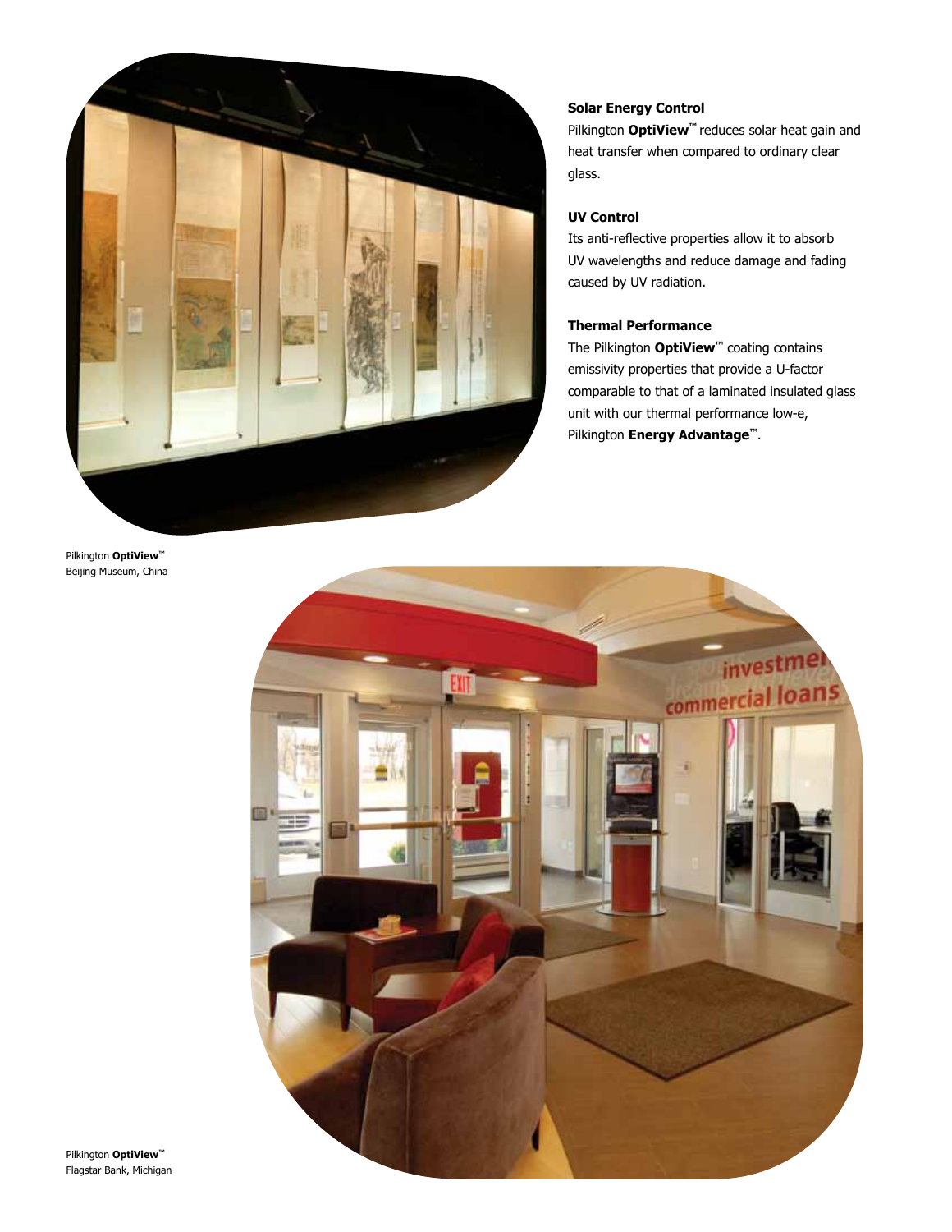### Solar Energy Control

Pilkington **OptiView™** reduces solar heat gain and heat transfer when compared to ordinary clear glass.

### UV Control

Its anti-reflective properties allow it to absorb UV wavelengths and reduce damage and fading caused by UV radiation.

### Thermal Performance

The Pilkington **OptiView™** coating contains emissivity properties that provide a U-factor comparable to that of a laminated insulated glass unit with our thermal performance low-e, Pilkington **Energy Advantage™**.

Pilkington **OptiView™**
Beijing Museum, China

Pilkington **OptiView™**
Flagstar Bank, Michigan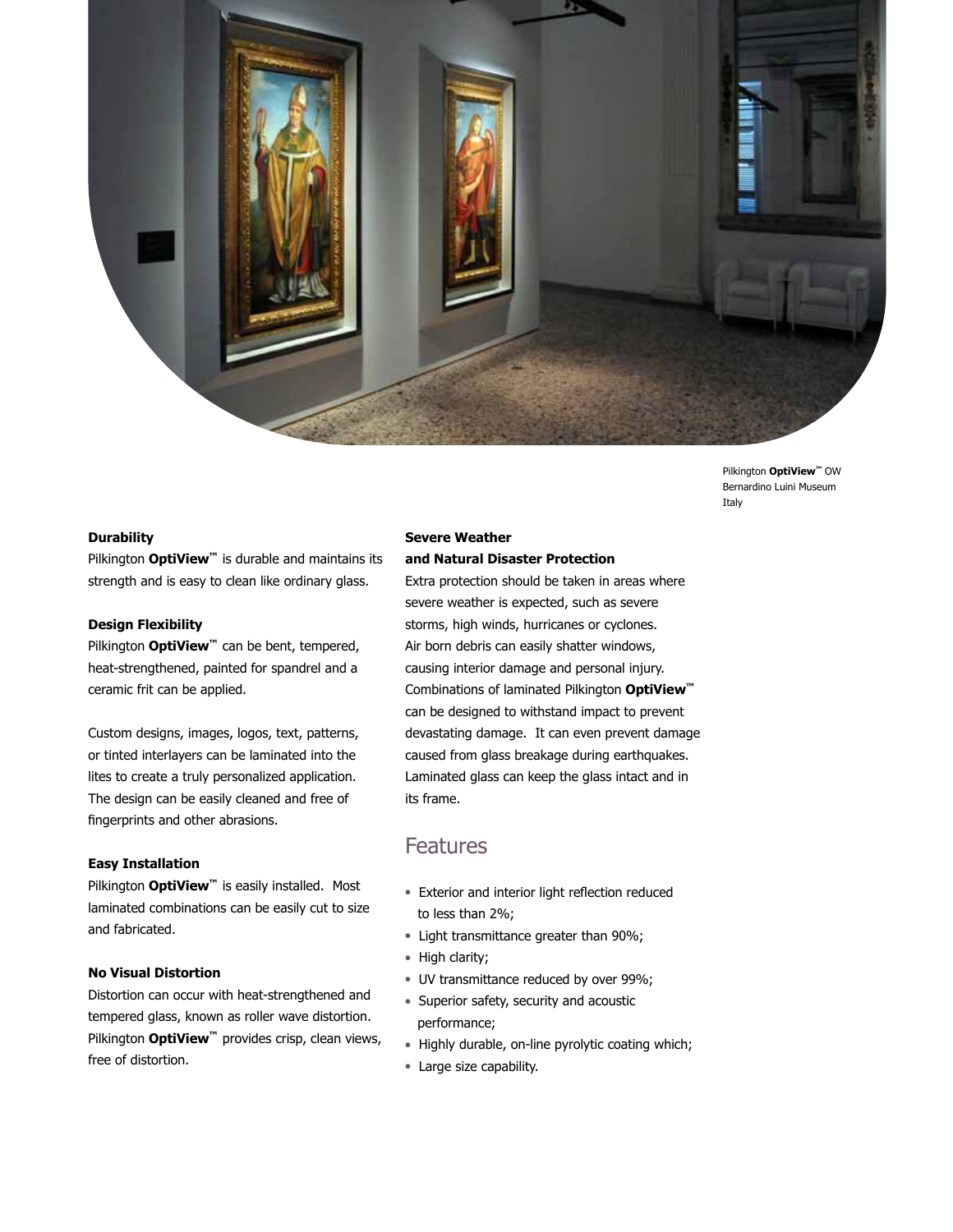Pilkington **OptiView**™ OW
Bernardino Luini Museum
Italy

**Durability**

Pilkington **OptiView**™ is durable and maintains its strength and is easy to clean like ordinary glass.

**Design Flexibility**

Pilkington **OptiView**™ can be bent, tempered, heat-strengthened, painted for spandrel and a ceramic frit can be applied.

Custom designs, images, logos, text, patterns, or tinted interlayers can be laminated into the lites to create a truly personalized application. The design can be easily cleaned and free of fingerprints and other abrasions.

**Easy Installation**

Pilkington **OptiView**™ is easily installed. Most laminated combinations can be easily cut to size and fabricated.

**No Visual Distortion**

Distortion can occur with heat-strengthened and tempered glass, known as roller wave distortion. Pilkington **OptiView**™ provides crisp, clean views, free of distortion.

**Severe Weather and Natural Disaster Protection**

Extra protection should be taken in areas where severe weather is expected, such as severe storms, high winds, hurricanes or cyclones. Air born debris can easily shatter windows, causing interior damage and personal injury. Combinations of laminated Pilkington **OptiView**™ can be designed to withstand impact to prevent devastating damage. It can even prevent damage caused from glass breakage during earthquakes. Laminated glass can keep the glass intact and in its frame.

## Features

- Exterior and interior light reflection reduced to less than 2%;
- Light transmittance greater than 90%;
- High clarity;
- UV transmittance reduced by over 99%;
- Superior safety, security and acoustic performance;
- Highly durable, on-line pyrolytic coating which;
- Large size capability.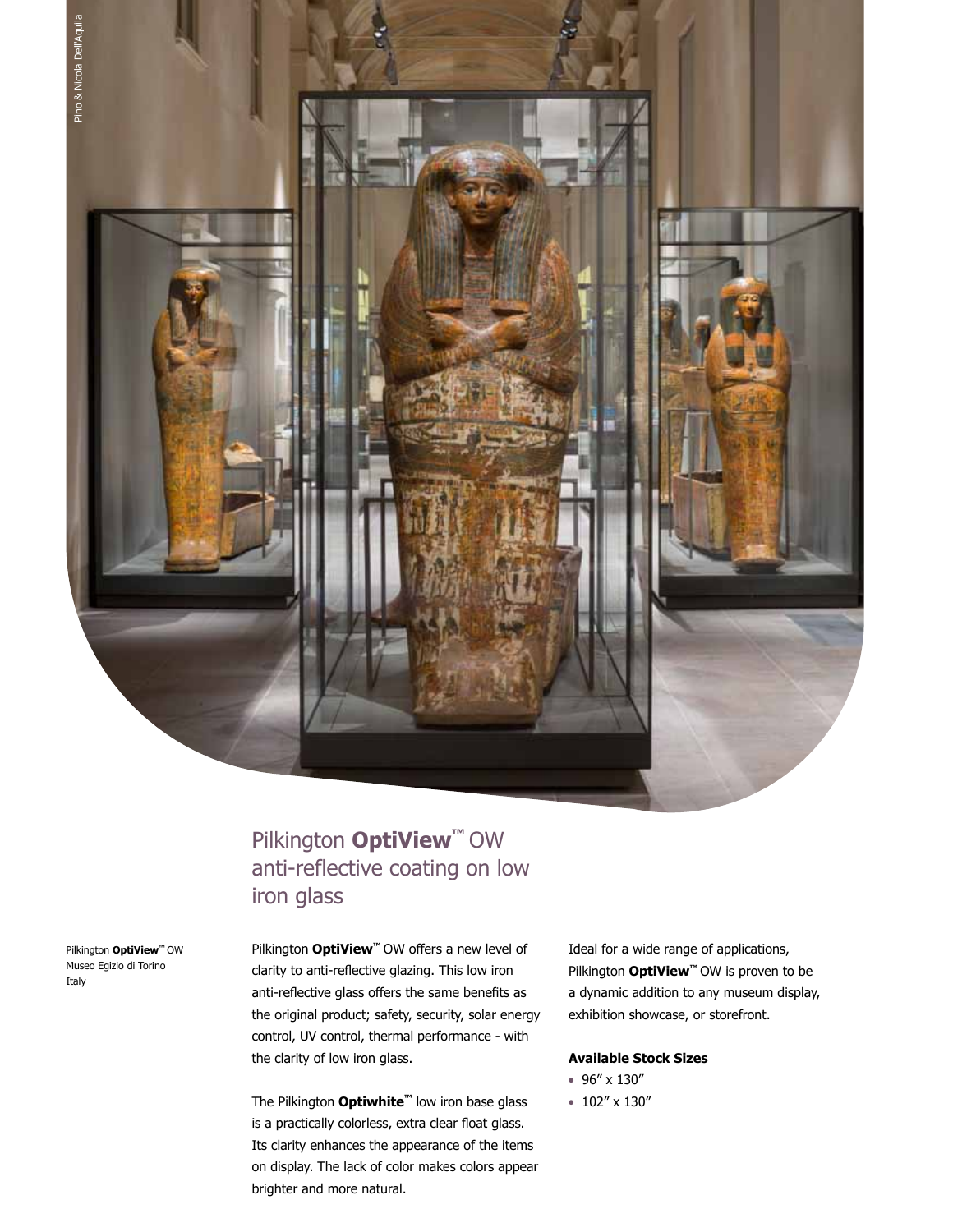Pino & Nicola Dell'Aquila

## Pilkington **OptiView™** OW anti-reflective coating on low iron glass

Pilkington **OptiView™** OW
Museo Egizio di Torino
Italy

Pilkington **OptiView™** OW offers a new level of clarity to anti-reflective glazing. This low iron anti-reflective glass offers the same benefits as the original product; safety, security, solar energy control, UV control, thermal performance - with the clarity of low iron glass.

The Pilkington **Optiwhite™** low iron base glass is a practically colorless, extra clear float glass. Its clarity enhances the appearance of the items on display. The lack of color makes colors appear brighter and more natural.

Ideal for a wide range of applications, Pilkington **OptiView™** OW is proven to be a dynamic addition to any museum display, exhibition showcase, or storefront.

**Available Stock Sizes**

- 96" x 130"
- 102" x 130"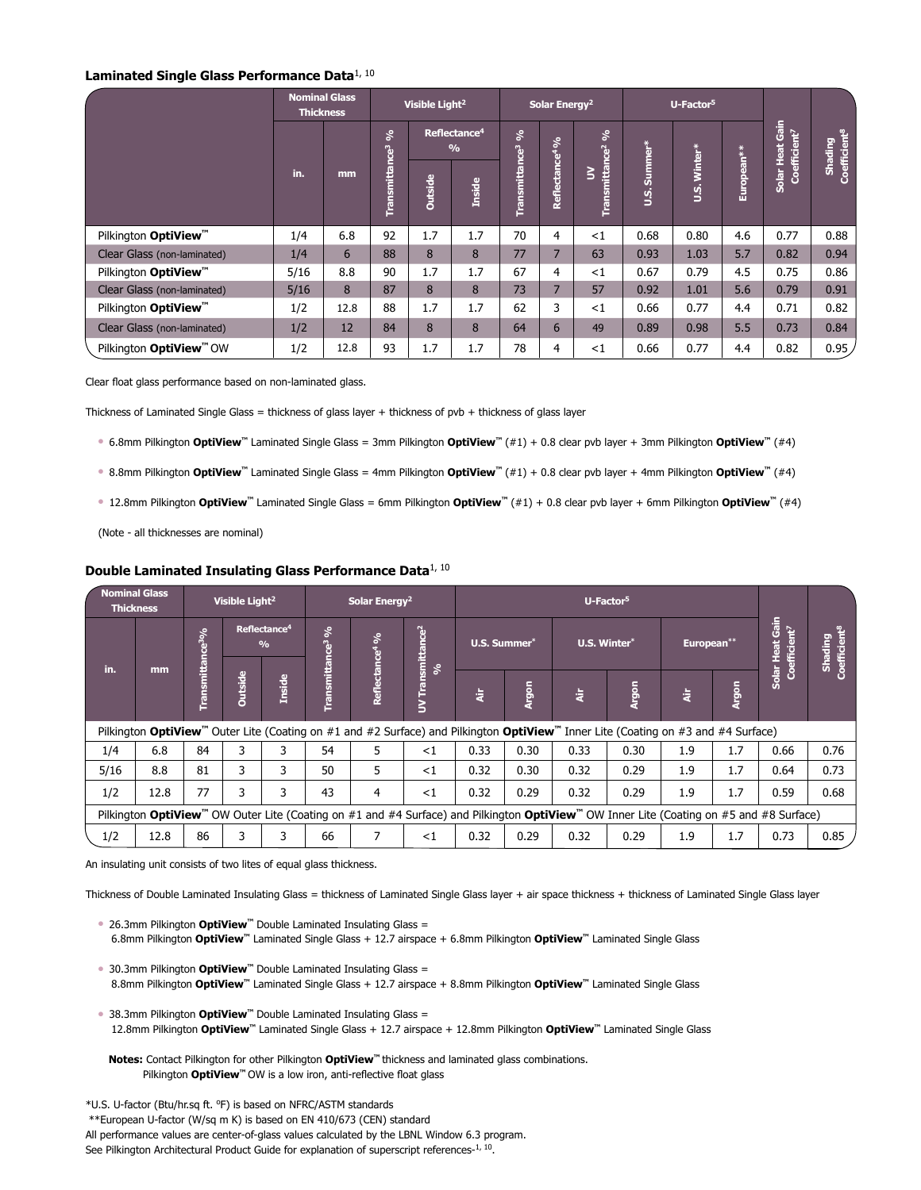### Laminated Single Glass Performance Data[1, 10]

| | Nominal Glass Thickness | | Visible Light[2] | | | Solar Energy[2] | | | U-Factor[5] | | | Solar Heat Gain Coefficient[7] | Shading Coefficient[8] |
|---|---|---|---|---|---|---|---|---|---|---|---|---|---|
| | in. | mm | Transmittance[3] % | Reflectance[4] % Outside | Reflectance[4] % Inside | Transmittance[3] % | Reflectance[4] % | UV Transmittance[2] % | U.S. Summer* | U.S. Winter* | European** | | |
| Pilkington **OptiView**™ | 1/4 | 6.8 | 92 | 1.7 | 1.7 | 70 | 4 | <1 | 0.68 | 0.80 | 4.6 | 0.77 | 0.88 |
| Clear Glass (non-laminated) | 1/4 | 6 | 88 | 8 | 8 | 77 | 7 | 63 | 0.93 | 1.03 | 5.7 | 0.82 | 0.94 |
| Pilkington **OptiView**™ | 5/16 | 8.8 | 90 | 1.7 | 1.7 | 67 | 4 | <1 | 0.67 | 0.79 | 4.5 | 0.75 | 0.86 |
| Clear Glass (non-laminated) | 5/16 | 8 | 87 | 8 | 8 | 73 | 7 | 57 | 0.92 | 1.01 | 5.6 | 0.79 | 0.91 |
| Pilkington **OptiView**™ | 1/2 | 12.8 | 88 | 1.7 | 1.7 | 62 | 3 | <1 | 0.66 | 0.77 | 4.4 | 0.71 | 0.82 |
| Clear Glass (non-laminated) | 1/2 | 12 | 84 | 8 | 8 | 64 | 6 | 49 | 0.89 | 0.98 | 5.5 | 0.73 | 0.84 |
| Pilkington **OptiView**™ OW | 1/2 | 12.8 | 93 | 1.7 | 1.7 | 78 | 4 | <1 | 0.66 | 0.77 | 4.4 | 0.82 | 0.95 |

Clear float glass performance based on non-laminated glass.

Thickness of Laminated Single Glass = thickness of glass layer + thickness of pvb + thickness of glass layer

- 6.8mm Pilkington **OptiView**™ Laminated Single Glass = 3mm Pilkington **OptiView**™ (#1) + 0.8 clear pvb layer + 3mm Pilkington **OptiView**™ (#4)
- 8.8mm Pilkington **OptiView**™ Laminated Single Glass = 4mm Pilkington **OptiView**™ (#1) + 0.8 clear pvb layer + 4mm Pilkington **OptiView**™ (#4)
- 12.8mm Pilkington **OptiView**™ Laminated Single Glass = 6mm Pilkington **OptiView**™ (#1) + 0.8 clear pvb layer + 6mm Pilkington **OptiView**™ (#4)

(Note - all thicknesses are nominal)

### Double Laminated Insulating Glass Performance Data[1, 10]

| Nominal Glass Thickness | | Visible Light[2] | | | Solar Energy[2] | | | U-Factor[5] | | | | | | Solar Heat Gain Coefficient[7] | Shading Coefficient[8] |
|---|---|---|---|---|---|---|---|---|---|---|---|---|---|---|---|
| | | | Reflectance[4] % | | | | | U.S. Summer* | | U.S. Winter* | | European** | | | |
| in. | mm | Transmittance[3] % | Outside | Inside | Transmittance[3] % | Reflectance[4] % | UV Transmittance[2] % | Air | Argon | Air | Argon | Air | Argon | | |
| Pilkington **OptiView**™ Outer Lite (Coating on #1 and #2 Surface) and Pilkington **OptiView**™ Inner Lite (Coating on #3 and #4 Surface) | | | | | | | | | | | | | | | |
| 1/4 | 6.8 | 84 | 3 | 3 | 54 | 5 | <1 | 0.33 | 0.30 | 0.33 | 0.30 | 1.9 | 1.7 | 0.66 | 0.76 |
| 5/16 | 8.8 | 81 | 3 | 3 | 50 | 5 | <1 | 0.32 | 0.30 | 0.32 | 0.29 | 1.9 | 1.7 | 0.64 | 0.73 |
| 1/2 | 12.8 | 77 | 3 | 3 | 43 | 4 | <1 | 0.32 | 0.29 | 0.32 | 0.29 | 1.9 | 1.7 | 0.59 | 0.68 |
| Pilkington **OptiView**™ OW Outer Lite (Coating on #1 and #4 Surface) and Pilkington **OptiView**™ OW Inner Lite (Coating on #5 and #8 Surface) | | | | | | | | | | | | | | | |
| 1/2 | 12.8 | 86 | 3 | 3 | 66 | 7 | <1 | 0.32 | 0.29 | 0.32 | 0.29 | 1.9 | 1.7 | 0.73 | 0.85 |

An insulating unit consists of two lites of equal glass thickness.

Thickness of Double Laminated Insulating Glass = thickness of Laminated Single Glass layer + air space thickness + thickness of Laminated Single Glass layer

- 26.3mm Pilkington **OptiView**™ Double Laminated Insulating Glass =
  6.8mm Pilkington **OptiView**™ Laminated Single Glass + 12.7 airspace + 6.8mm Pilkington **OptiView**™ Laminated Single Glass
- 30.3mm Pilkington **OptiView**™ Double Laminated Insulating Glass =
  8.8mm Pilkington **OptiView**™ Laminated Single Glass + 12.7 airspace + 8.8mm Pilkington **OptiView**™ Laminated Single Glass
- 38.3mm Pilkington **OptiView**™ Double Laminated Insulating Glass =
  12.8mm Pilkington **OptiView**™ Laminated Single Glass + 12.7 airspace + 12.8mm Pilkington **OptiView**™ Laminated Single Glass

**Notes:** Contact Pilkington for other Pilkington **OptiView**™ thickness and laminated glass combinations.
Pilkington **OptiView**™ OW is a low iron, anti-reflective float glass

*U.S. U-factor (Btu/hr.sq ft. ºF) is based on NFRC/ASTM standards
**European U-factor (W/sq m K) is based on EN 410/673 (CEN) standard
All performance values are center-of-glass values calculated by the LBNL Window 6.3 program.
See Pilkington Architectural Product Guide for explanation of superscript references-[1, 10].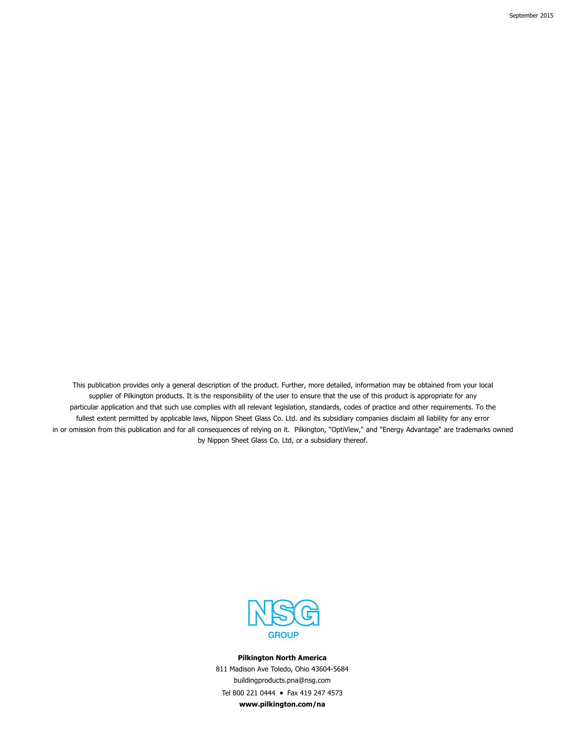September 2015

This publication provides only a general description of the product. Further, more detailed, information may be obtained from your local supplier of Pilkington products. It is the responsibility of the user to ensure that the use of this product is appropriate for any particular application and that such use complies with all relevant legislation, standards, codes of practice and other requirements. To the fullest extent permitted by applicable laws, Nippon Sheet Glass Co. Ltd. and its subsidiary companies disclaim all liability for any error in or omission from this publication and for all consequences of relying on it. Pilkington, "OptiView," and "Energy Advantage" are trademarks owned by Nippon Sheet Glass Co. Ltd, or a subsidiary thereof.

NSG GROUP

**Pilkington North America**

811 Madison Ave Toledo, Ohio 43604-5684

buildingproducts.pna@nsg.com

Tel 800 221 0444 • Fax 419 247 4573

**www.pilkington.com/na**